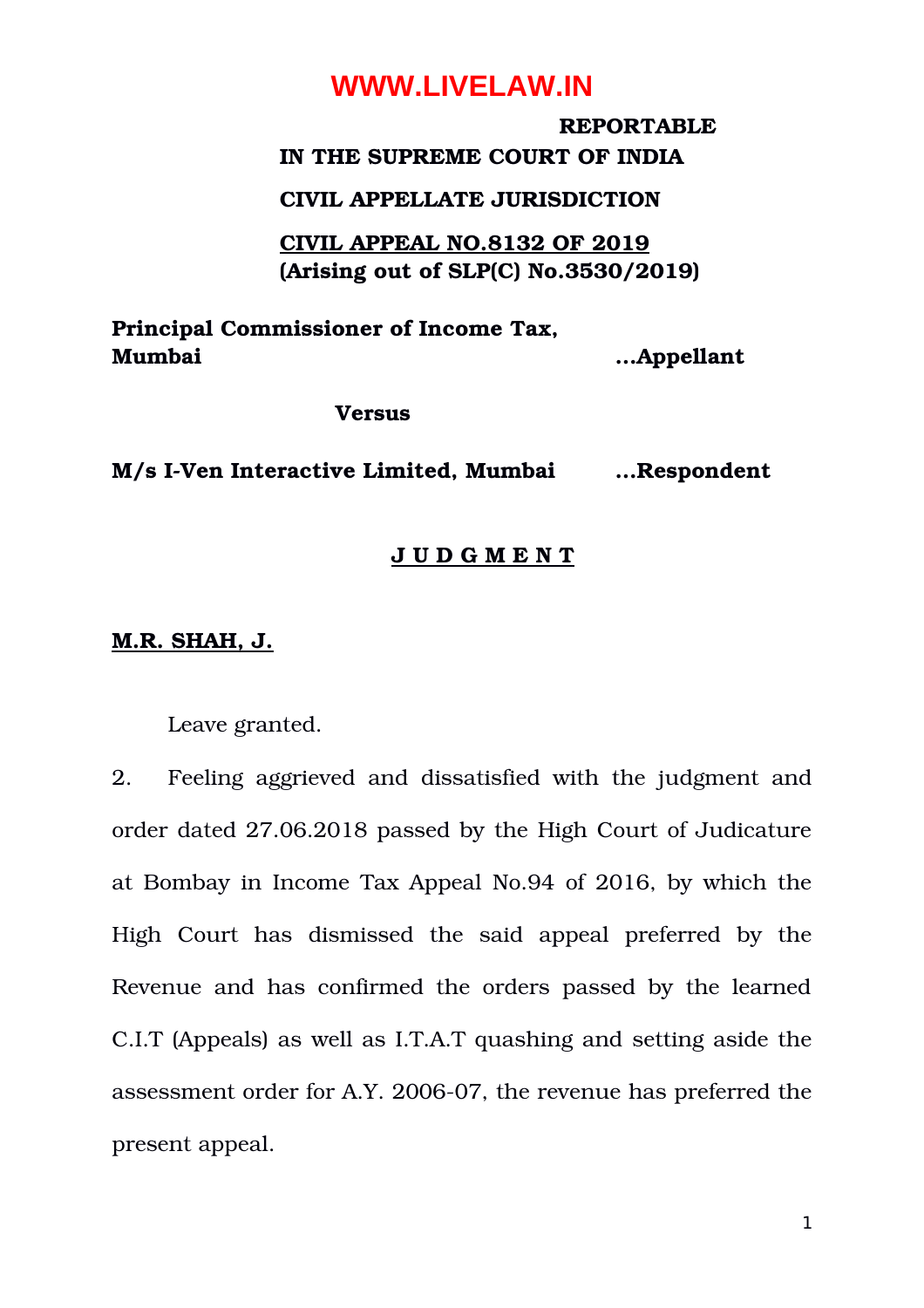**REPORTABLE**

**IN THE SUPREME COURT OF INDIA**

**CIVIL APPELLATE JURISDICTION**

**CIVIL APPEAL NO.8132 OF 2019**
**(Arising out of SLP(C) No.3530/2019)**

**Principal Commissioner of Income Tax, Mumbai** ...**Appellant**

**Versus**

**M/s I-Ven Interactive Limited, Mumbai** ...**Respondent**

**J U D G M E N T**

**M.R. SHAH, J.**

Leave granted.

2. Feeling aggrieved and dissatisfied with the judgment and order dated 27.06.2018 passed by the High Court of Judicature at Bombay in Income Tax Appeal No.94 of 2016, by which the High Court has dismissed the said appeal preferred by the Revenue and has confirmed the orders passed by the learned C.I.T (Appeals) as well as I.T.A.T quashing and setting aside the assessment order for A.Y. 2006-07, the revenue has preferred the present appeal.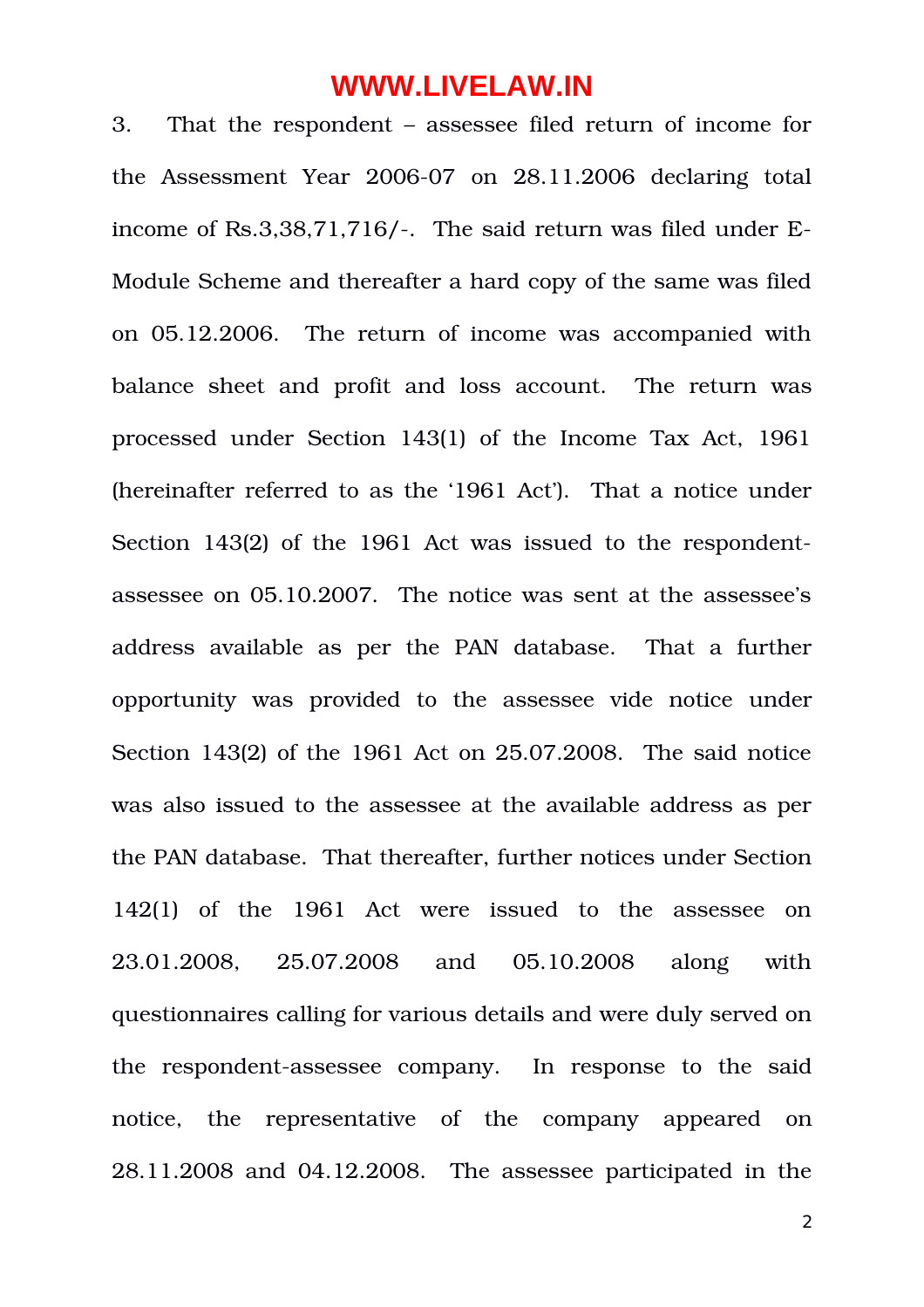3. That the respondent – assessee filed return of income for the Assessment Year 2006-07 on 28.11.2006 declaring total income of Rs.3,38,71,716/-. The said return was filed under E-Module Scheme and thereafter a hard copy of the same was filed on 05.12.2006. The return of income was accompanied with balance sheet and profit and loss account. The return was processed under Section 143(1) of the Income Tax Act, 1961 (hereinafter referred to as the '1961 Act'). That a notice under Section 143(2) of the 1961 Act was issued to the respondent-assessee on 05.10.2007. The notice was sent at the assessee's address available as per the PAN database. That a further opportunity was provided to the assessee vide notice under Section 143(2) of the 1961 Act on 25.07.2008. The said notice was also issued to the assessee at the available address as per the PAN database. That thereafter, further notices under Section 142(1) of the 1961 Act were issued to the assessee on 23.01.2008, 25.07.2008 and 05.10.2008 along with questionnaires calling for various details and were duly served on the respondent-assessee company. In response to the said notice, the representative of the company appeared on 28.11.2008 and 04.12.2008. The assessee participated in the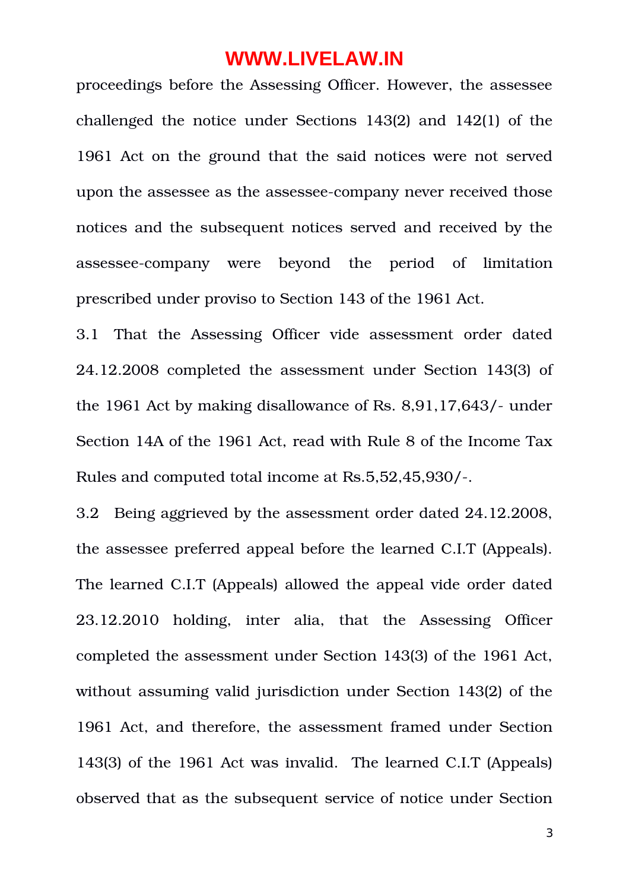proceedings before the Assessing Officer. However, the assessee challenged the notice under Sections 143(2) and 142(1) of the 1961 Act on the ground that the said notices were not served upon the assessee as the assessee-company never received those notices and the subsequent notices served and received by the assessee-company were beyond the period of limitation prescribed under proviso to Section 143 of the 1961 Act.

3.1 That the Assessing Officer vide assessment order dated 24.12.2008 completed the assessment under Section 143(3) of the 1961 Act by making disallowance of Rs. 8,91,17,643/- under Section 14A of the 1961 Act, read with Rule 8 of the Income Tax Rules and computed total income at Rs.5,52,45,930/-.

3.2 Being aggrieved by the assessment order dated 24.12.2008, the assessee preferred appeal before the learned C.I.T (Appeals). The learned C.I.T (Appeals) allowed the appeal vide order dated 23.12.2010 holding, inter alia, that the Assessing Officer completed the assessment under Section 143(3) of the 1961 Act, without assuming valid jurisdiction under Section 143(2) of the 1961 Act, and therefore, the assessment framed under Section 143(3) of the 1961 Act was invalid. The learned C.I.T (Appeals) observed that as the subsequent service of notice under Section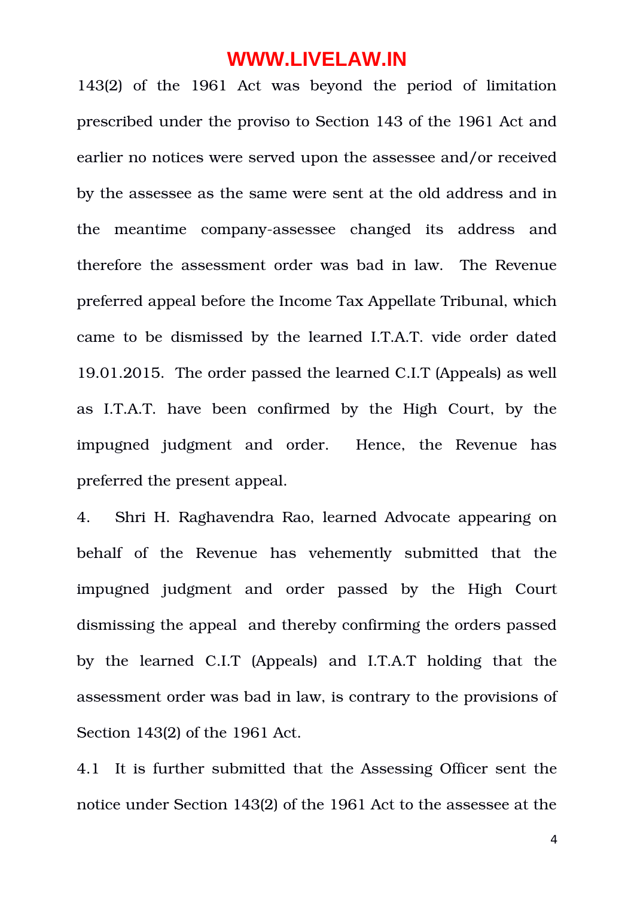143(2) of the 1961 Act was beyond the period of limitation prescribed under the proviso to Section 143 of the 1961 Act and earlier no notices were served upon the assessee and/or received by the assessee as the same were sent at the old address and in the meantime company-assessee changed its address and therefore the assessment order was bad in law. The Revenue preferred appeal before the Income Tax Appellate Tribunal, which came to be dismissed by the learned I.T.A.T. vide order dated 19.01.2015. The order passed the learned C.I.T (Appeals) as well as I.T.A.T. have been confirmed by the High Court, by the impugned judgment and order. Hence, the Revenue has preferred the present appeal.

4. Shri H. Raghavendra Rao, learned Advocate appearing on behalf of the Revenue has vehemently submitted that the impugned judgment and order passed by the High Court dismissing the appeal and thereby confirming the orders passed by the learned C.I.T (Appeals) and I.T.A.T holding that the assessment order was bad in law, is contrary to the provisions of Section 143(2) of the 1961 Act.

4.1 It is further submitted that the Assessing Officer sent the notice under Section 143(2) of the 1961 Act to the assessee at the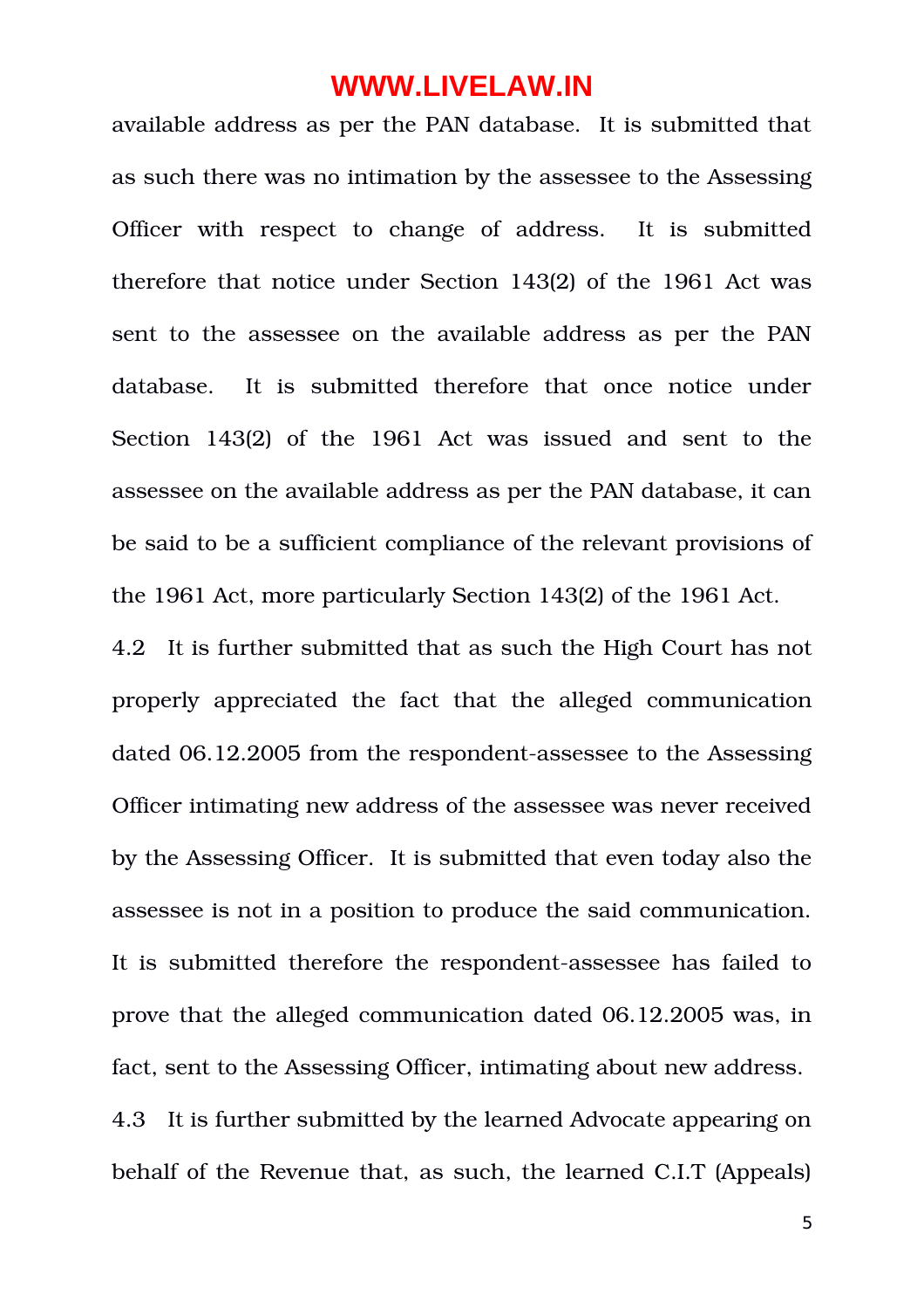available address as per the PAN database. It is submitted that as such there was no intimation by the assessee to the Assessing Officer with respect to change of address. It is submitted therefore that notice under Section 143(2) of the 1961 Act was sent to the assessee on the available address as per the PAN database. It is submitted therefore that once notice under Section 143(2) of the 1961 Act was issued and sent to the assessee on the available address as per the PAN database, it can be said to be a sufficient compliance of the relevant provisions of the 1961 Act, more particularly Section 143(2) of the 1961 Act.

4.2 It is further submitted that as such the High Court has not properly appreciated the fact that the alleged communication dated 06.12.2005 from the respondent-assessee to the Assessing Officer intimating new address of the assessee was never received by the Assessing Officer. It is submitted that even today also the assessee is not in a position to produce the said communication. It is submitted therefore the respondent-assessee has failed to prove that the alleged communication dated 06.12.2005 was, in fact, sent to the Assessing Officer, intimating about new address.

4.3 It is further submitted by the learned Advocate appearing on behalf of the Revenue that, as such, the learned C.I.T (Appeals)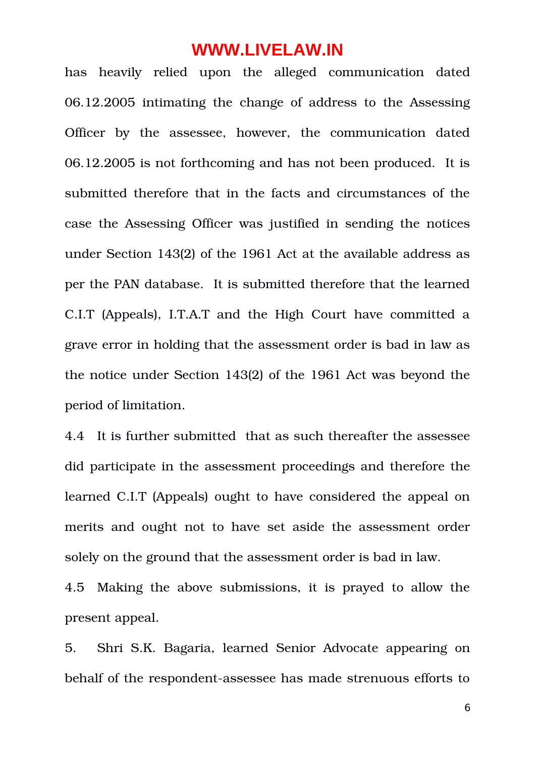has heavily relied upon the alleged communication dated 06.12.2005 intimating the change of address to the Assessing Officer by the assessee, however, the communication dated 06.12.2005 is not forthcoming and has not been produced. It is submitted therefore that in the facts and circumstances of the case the Assessing Officer was justified in sending the notices under Section 143(2) of the 1961 Act at the available address as per the PAN database. It is submitted therefore that the learned C.I.T (Appeals), I.T.A.T and the High Court have committed a grave error in holding that the assessment order is bad in law as the notice under Section 143(2) of the 1961 Act was beyond the period of limitation.

4.4 It is further submitted that as such thereafter the assessee did participate in the assessment proceedings and therefore the learned C.I.T (Appeals) ought to have considered the appeal on merits and ought not to have set aside the assessment order solely on the ground that the assessment order is bad in law.

4.5 Making the above submissions, it is prayed to allow the present appeal.

5. Shri S.K. Bagaria, learned Senior Advocate appearing on behalf of the respondent-assessee has made strenuous efforts to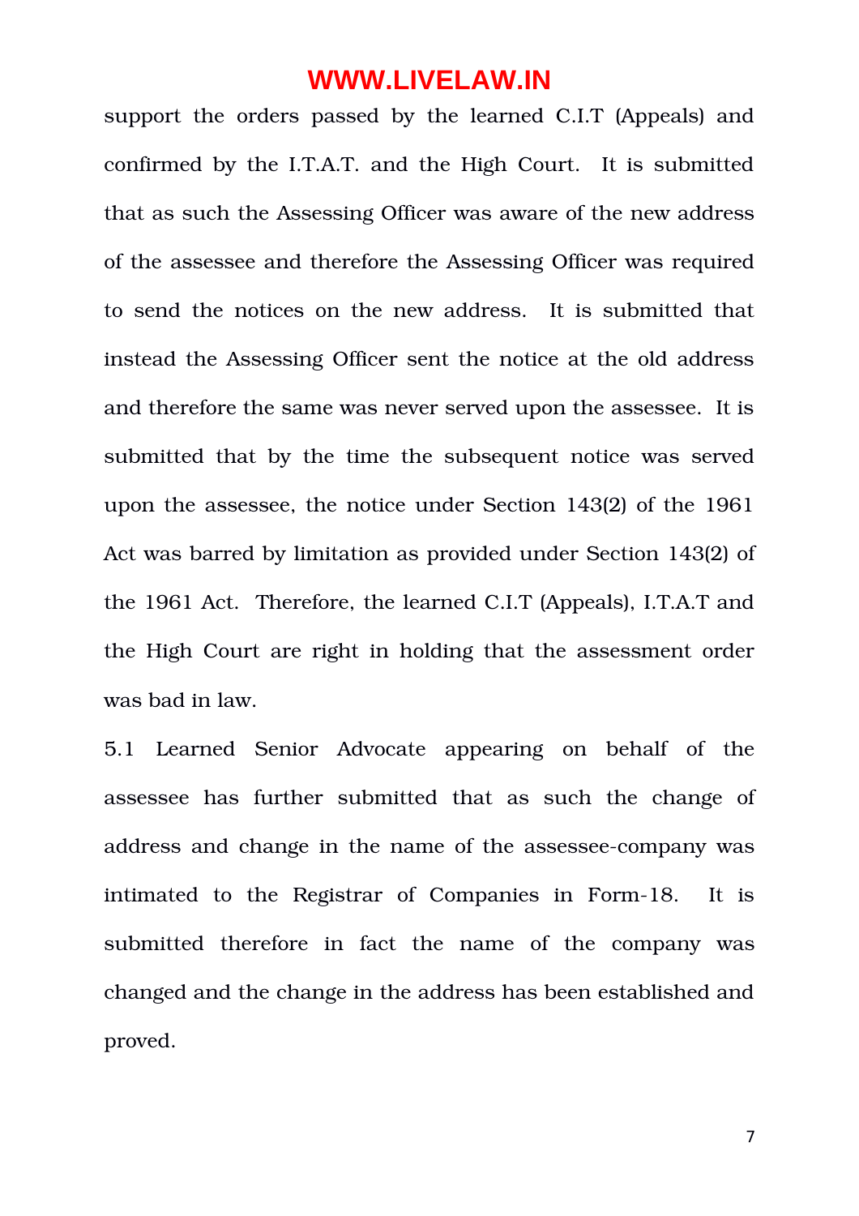support the orders passed by the learned C.I.T (Appeals) and confirmed by the I.T.A.T. and the High Court. It is submitted that as such the Assessing Officer was aware of the new address of the assessee and therefore the Assessing Officer was required to send the notices on the new address. It is submitted that instead the Assessing Officer sent the notice at the old address and therefore the same was never served upon the assessee. It is submitted that by the time the subsequent notice was served upon the assessee, the notice under Section 143(2) of the 1961 Act was barred by limitation as provided under Section 143(2) of the 1961 Act. Therefore, the learned C.I.T (Appeals), I.T.A.T and the High Court are right in holding that the assessment order was bad in law.

5.1 Learned Senior Advocate appearing on behalf of the assessee has further submitted that as such the change of address and change in the name of the assessee-company was intimated to the Registrar of Companies in Form-18. It is submitted therefore in fact the name of the company was changed and the change in the address has been established and proved.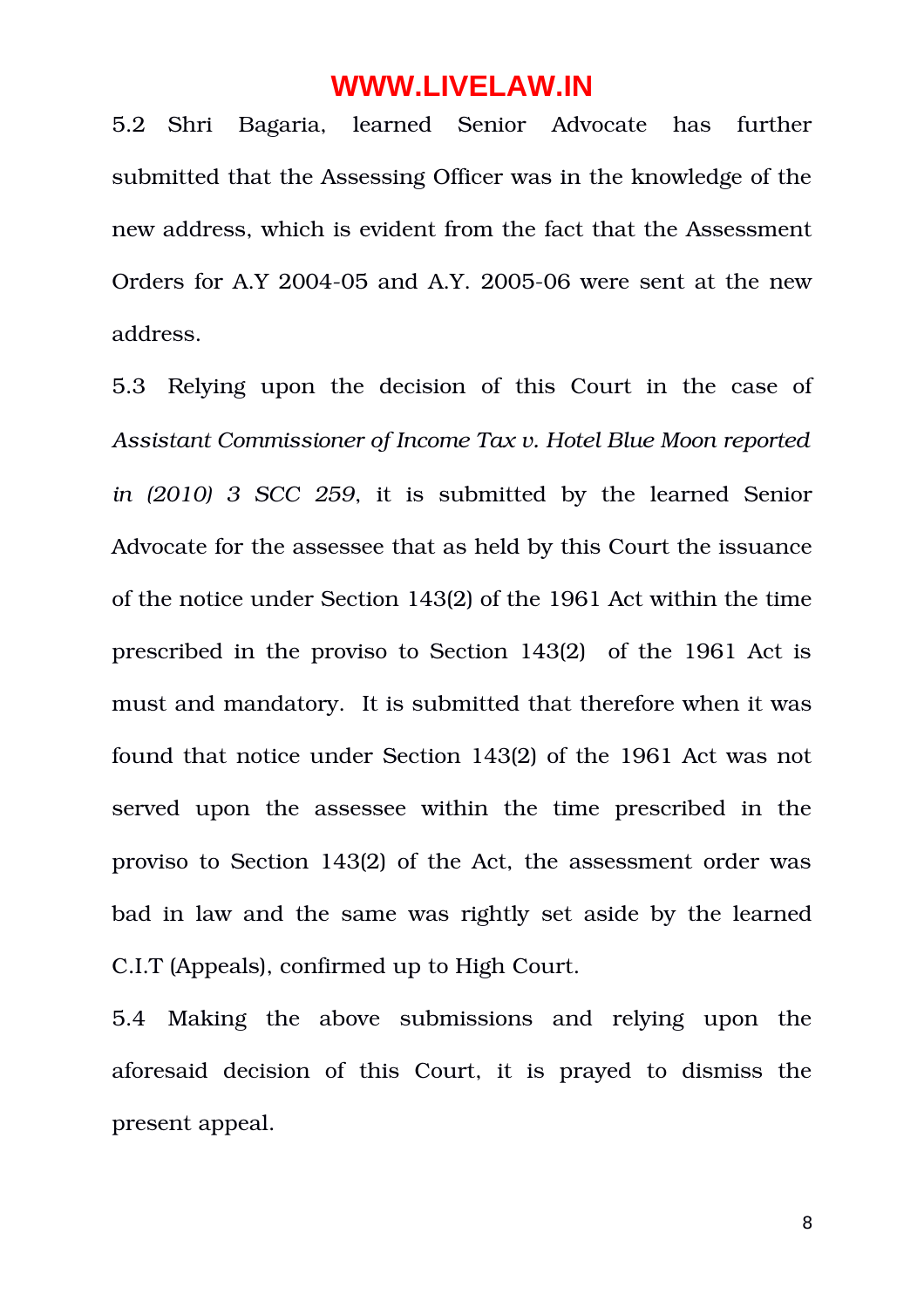5.2 Shri Bagaria, learned Senior Advocate has further submitted that the Assessing Officer was in the knowledge of the new address, which is evident from the fact that the Assessment Orders for A.Y 2004-05 and A.Y. 2005-06 were sent at the new address.

5.3 Relying upon the decision of this Court in the case of *Assistant Commissioner of Income Tax v. Hotel Blue Moon reported in (2010) 3 SCC 259*, it is submitted by the learned Senior Advocate for the assessee that as held by this Court the issuance of the notice under Section 143(2) of the 1961 Act within the time prescribed in the proviso to Section 143(2) of the 1961 Act is must and mandatory. It is submitted that therefore when it was found that notice under Section 143(2) of the 1961 Act was not served upon the assessee within the time prescribed in the proviso to Section 143(2) of the Act, the assessment order was bad in law and the same was rightly set aside by the learned C.I.T (Appeals), confirmed up to High Court.

5.4 Making the above submissions and relying upon the aforesaid decision of this Court, it is prayed to dismiss the present appeal.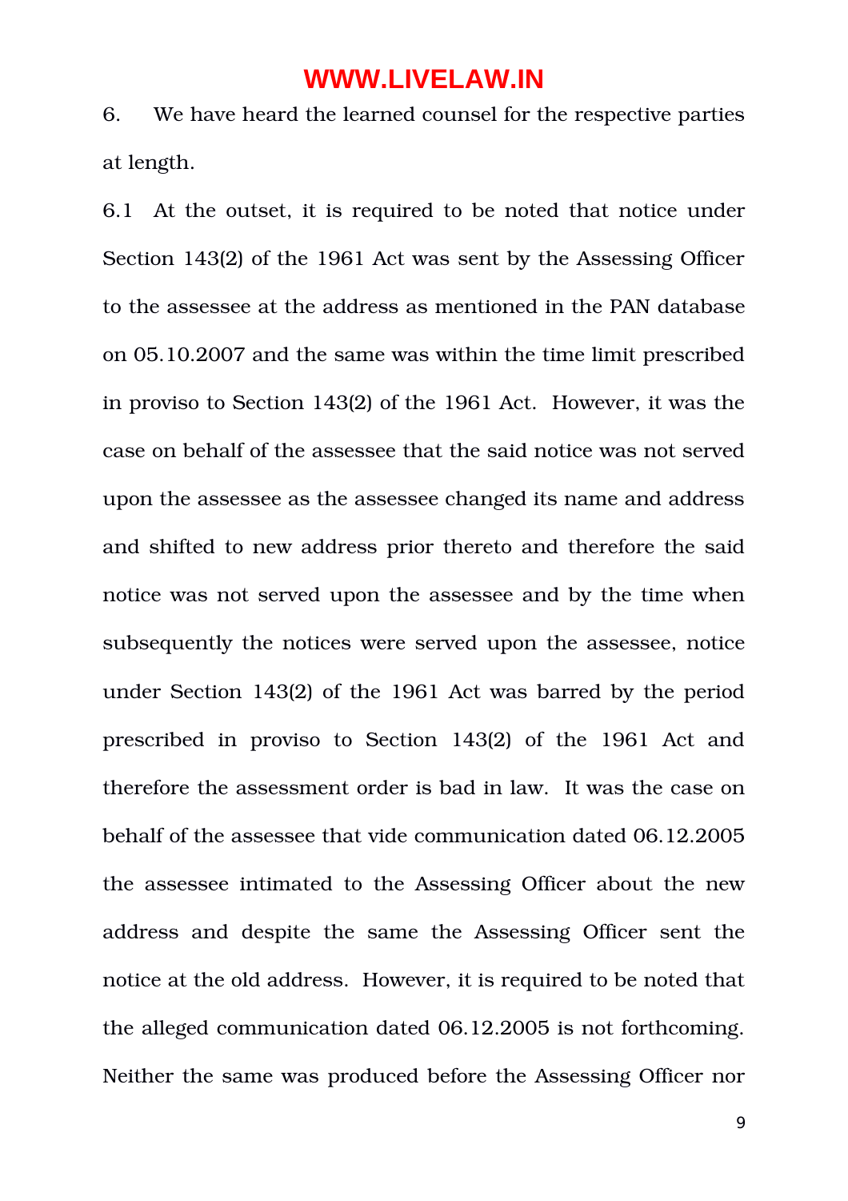6. We have heard the learned counsel for the respective parties at length.

6.1 At the outset, it is required to be noted that notice under Section 143(2) of the 1961 Act was sent by the Assessing Officer to the assessee at the address as mentioned in the PAN database on 05.10.2007 and the same was within the time limit prescribed in proviso to Section 143(2) of the 1961 Act. However, it was the case on behalf of the assessee that the said notice was not served upon the assessee as the assessee changed its name and address and shifted to new address prior thereto and therefore the said notice was not served upon the assessee and by the time when subsequently the notices were served upon the assessee, notice under Section 143(2) of the 1961 Act was barred by the period prescribed in proviso to Section 143(2) of the 1961 Act and therefore the assessment order is bad in law. It was the case on behalf of the assessee that vide communication dated 06.12.2005 the assessee intimated to the Assessing Officer about the new address and despite the same the Assessing Officer sent the notice at the old address. However, it is required to be noted that the alleged communication dated 06.12.2005 is not forthcoming. Neither the same was produced before the Assessing Officer nor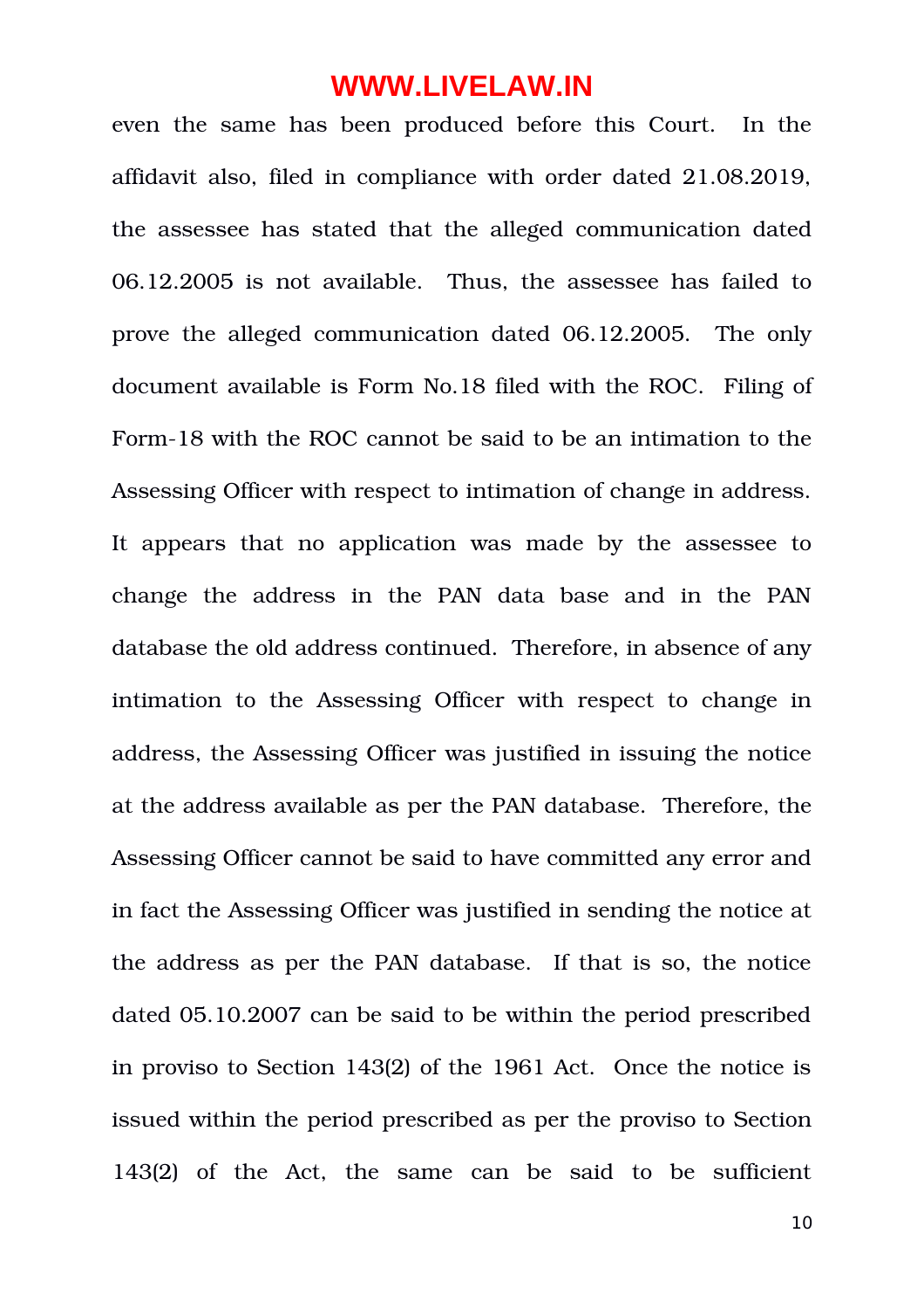even the same has been produced before this Court. In the affidavit also, filed in compliance with order dated 21.08.2019, the assessee has stated that the alleged communication dated 06.12.2005 is not available. Thus, the assessee has failed to prove the alleged communication dated 06.12.2005. The only document available is Form No.18 filed with the ROC. Filing of Form-18 with the ROC cannot be said to be an intimation to the Assessing Officer with respect to intimation of change in address. It appears that no application was made by the assessee to change the address in the PAN data base and in the PAN database the old address continued. Therefore, in absence of any intimation to the Assessing Officer with respect to change in address, the Assessing Officer was justified in issuing the notice at the address available as per the PAN database. Therefore, the Assessing Officer cannot be said to have committed any error and in fact the Assessing Officer was justified in sending the notice at the address as per the PAN database. If that is so, the notice dated 05.10.2007 can be said to be within the period prescribed in proviso to Section 143(2) of the 1961 Act. Once the notice is issued within the period prescribed as per the proviso to Section 143(2) of the Act, the same can be said to be sufficient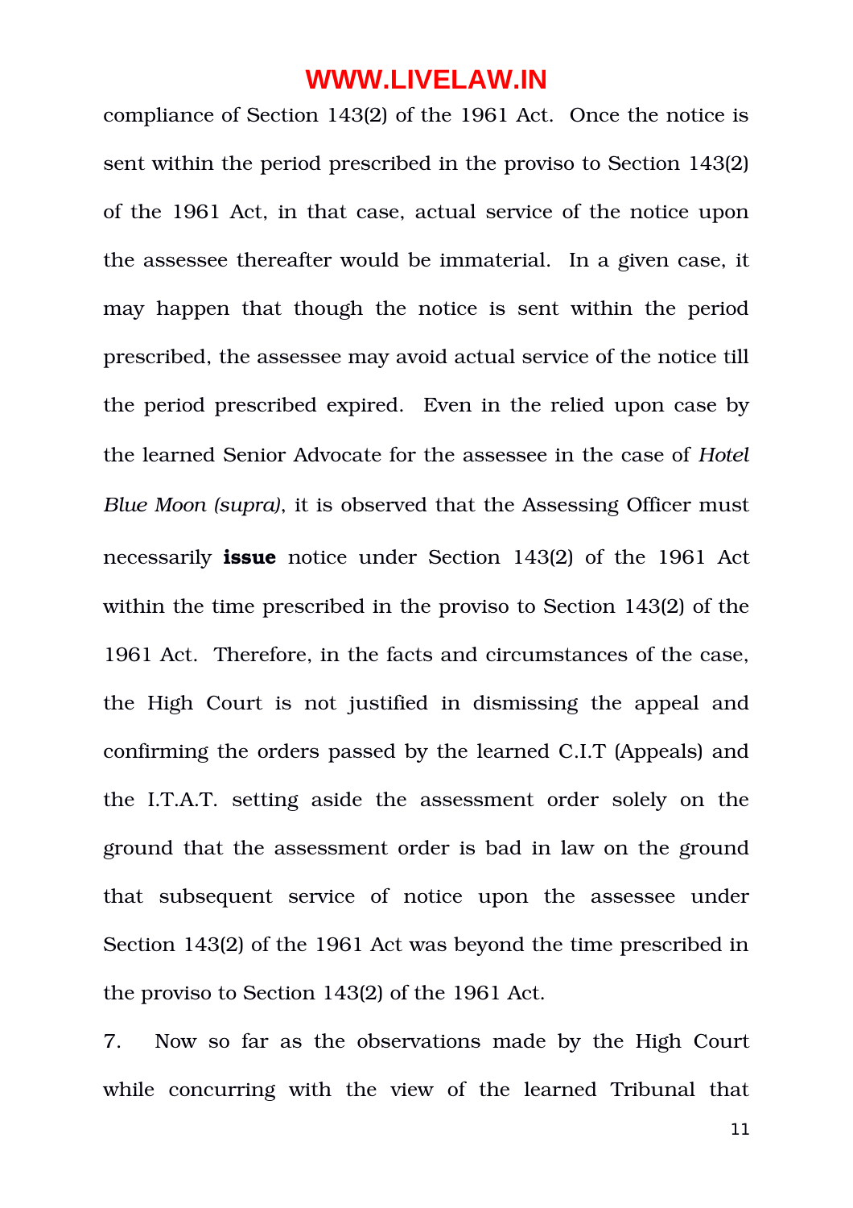compliance of Section 143(2) of the 1961 Act. Once the notice is sent within the period prescribed in the proviso to Section 143(2) of the 1961 Act, in that case, actual service of the notice upon the assessee thereafter would be immaterial. In a given case, it may happen that though the notice is sent within the period prescribed, the assessee may avoid actual service of the notice till the period prescribed expired. Even in the relied upon case by the learned Senior Advocate for the assessee in the case of *Hotel Blue Moon (supra)*, it is observed that the Assessing Officer must necessarily **issue** notice under Section 143(2) of the 1961 Act within the time prescribed in the proviso to Section 143(2) of the 1961 Act. Therefore, in the facts and circumstances of the case, the High Court is not justified in dismissing the appeal and confirming the orders passed by the learned C.I.T (Appeals) and the I.T.A.T. setting aside the assessment order solely on the ground that the assessment order is bad in law on the ground that subsequent service of notice upon the assessee under Section 143(2) of the 1961 Act was beyond the time prescribed in the proviso to Section 143(2) of the 1961 Act.

7. Now so far as the observations made by the High Court while concurring with the view of the learned Tribunal that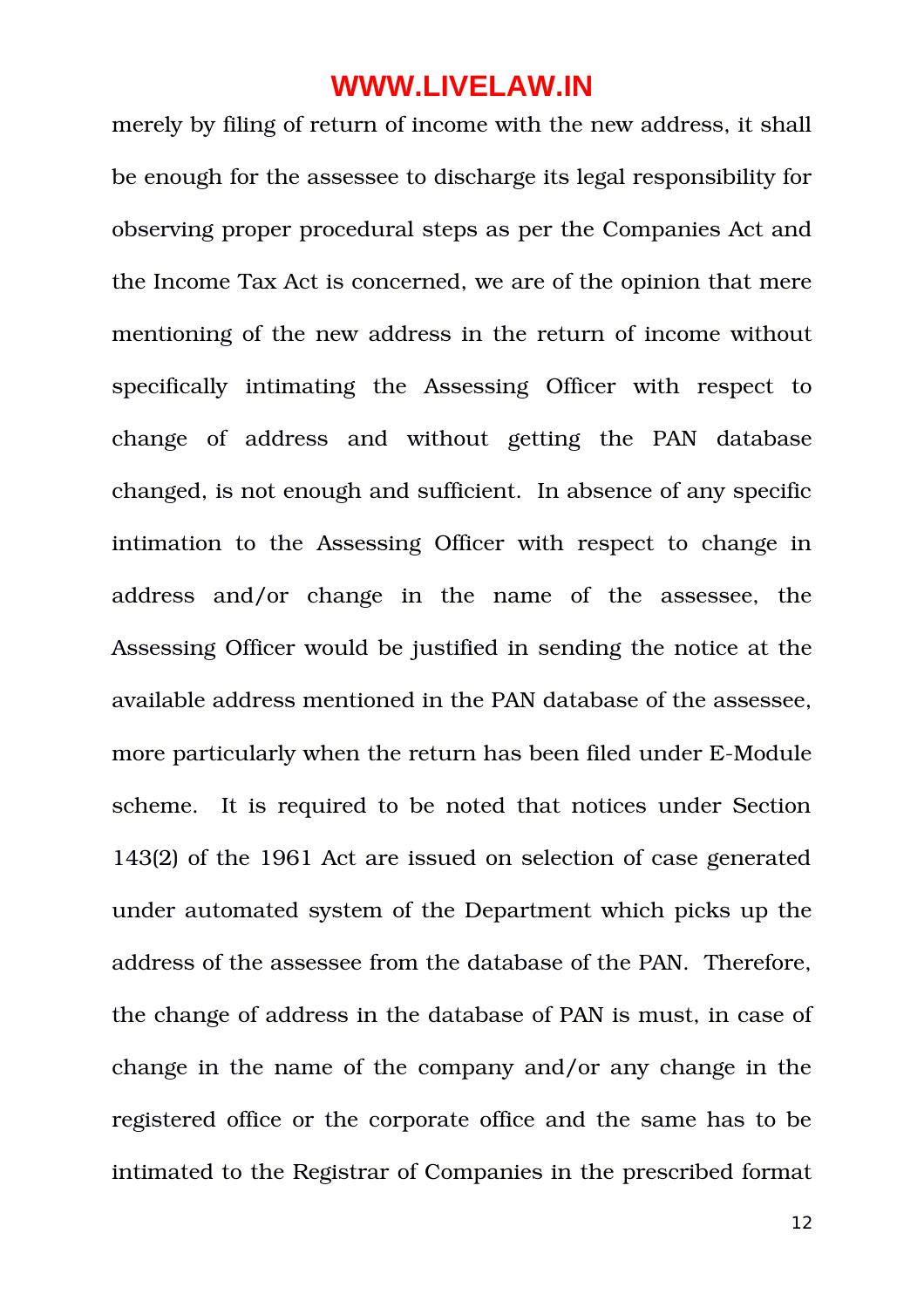merely by filing of return of income with the new address, it shall be enough for the assessee to discharge its legal responsibility for observing proper procedural steps as per the Companies Act and the Income Tax Act is concerned, we are of the opinion that mere mentioning of the new address in the return of income without specifically intimating the Assessing Officer with respect to change of address and without getting the PAN database changed, is not enough and sufficient. In absence of any specific intimation to the Assessing Officer with respect to change in address and/or change in the name of the assessee, the Assessing Officer would be justified in sending the notice at the available address mentioned in the PAN database of the assessee, more particularly when the return has been filed under E-Module scheme. It is required to be noted that notices under Section 143(2) of the 1961 Act are issued on selection of case generated under automated system of the Department which picks up the address of the assessee from the database of the PAN. Therefore, the change of address in the database of PAN is must, in case of change in the name of the company and/or any change in the registered office or the corporate office and the same has to be intimated to the Registrar of Companies in the prescribed format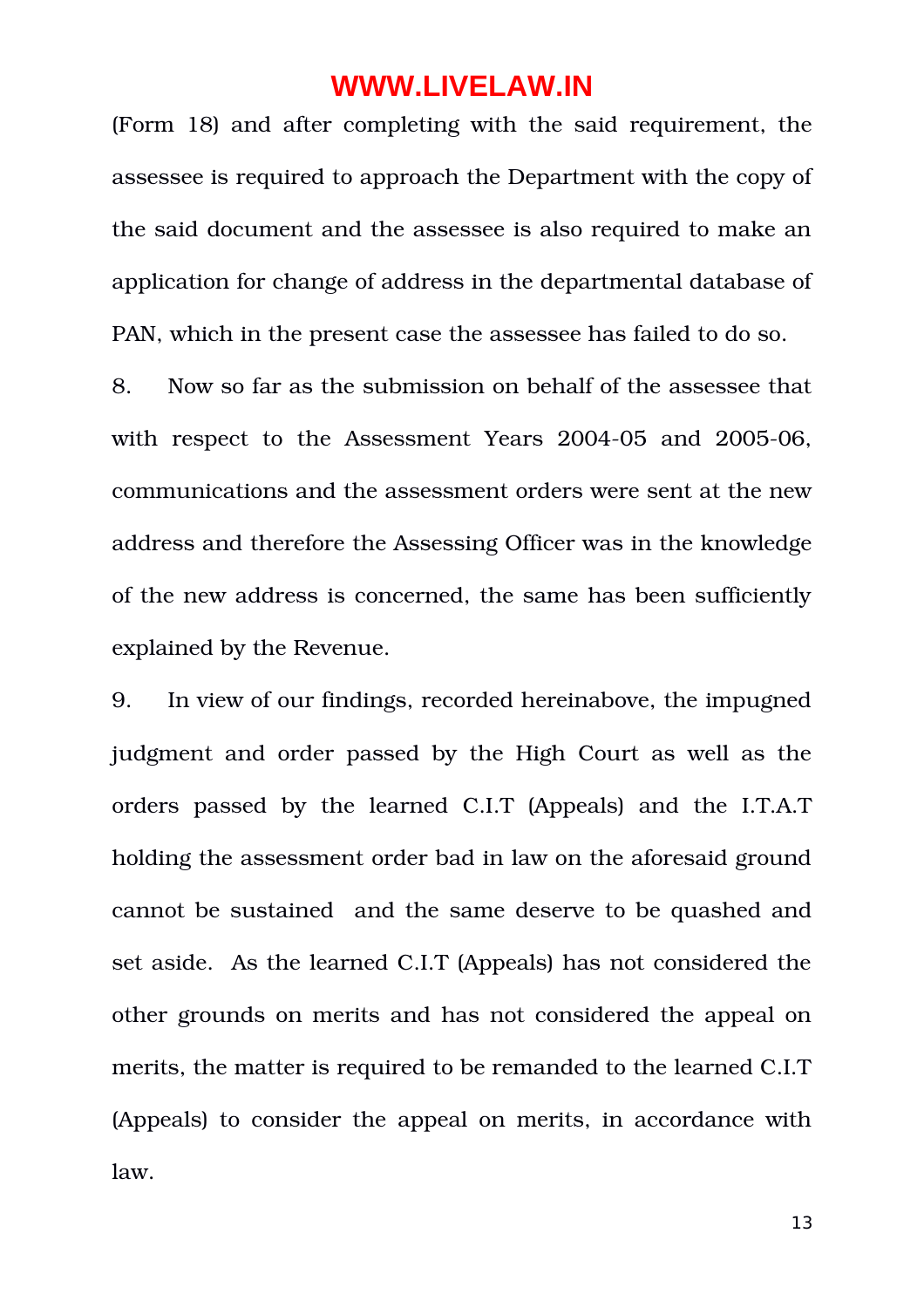(Form 18) and after completing with the said requirement, the assessee is required to approach the Department with the copy of the said document and the assessee is also required to make an application for change of address in the departmental database of PAN, which in the present case the assessee has failed to do so.

8. Now so far as the submission on behalf of the assessee that with respect to the Assessment Years 2004-05 and 2005-06, communications and the assessment orders were sent at the new address and therefore the Assessing Officer was in the knowledge of the new address is concerned, the same has been sufficiently explained by the Revenue.

9. In view of our findings, recorded hereinabove, the impugned judgment and order passed by the High Court as well as the orders passed by the learned C.I.T (Appeals) and the I.T.A.T holding the assessment order bad in law on the aforesaid ground cannot be sustained and the same deserve to be quashed and set aside. As the learned C.I.T (Appeals) has not considered the other grounds on merits and has not considered the appeal on merits, the matter is required to be remanded to the learned C.I.T (Appeals) to consider the appeal on merits, in accordance with law.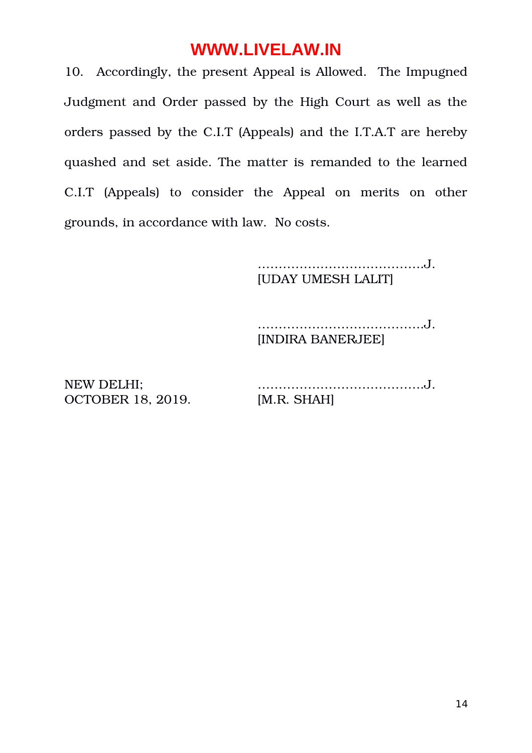10. Accordingly, the present Appeal is Allowed. The Impugned Judgment and Order passed by the High Court as well as the orders passed by the C.I.T (Appeals) and the I.T.A.T are hereby quashed and set aside. The matter is remanded to the learned C.I.T (Appeals) to consider the Appeal on merits on other grounds, in accordance with law. No costs.

…………………………………..J.
[UDAY UMESH LALIT]

…………………………………..J.
[INDIRA BANERJEE]

NEW DELHI;
OCTOBER 18, 2019.

…………………………………..J.
[M.R. SHAH]